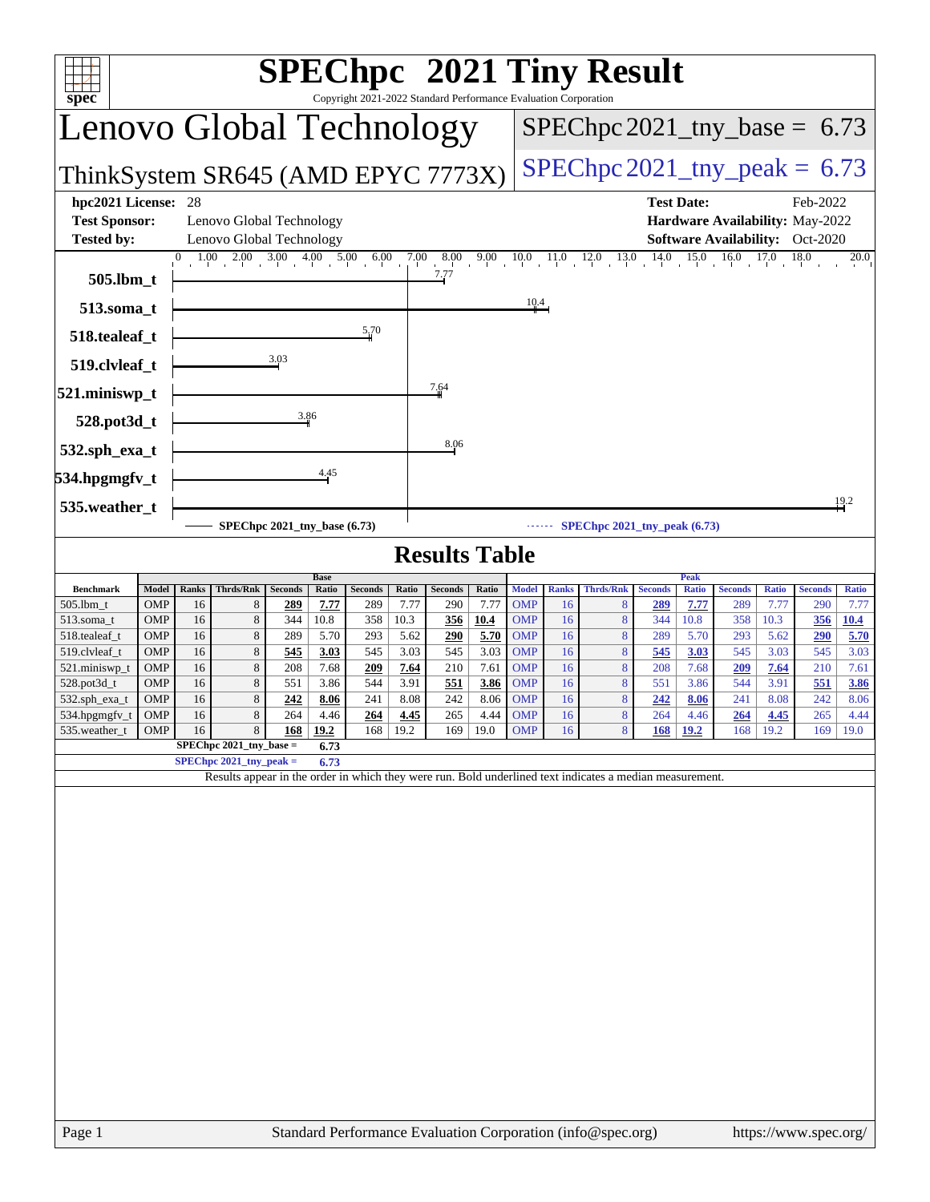# SPEChpc™ 2021 Tiny Result

Copyright 2021-2022 Standard Performance Evaluation Corporation

## Lenovo Global Technology

## ThinkSystem SR645 (AMD EPYC 7773X)

SPEChpc2021_tny_base = 6.73

SPEChpc2021_tny_peak = 6.73

**hpc2021 License:** 28
**Test Sponsor:** Lenovo Global Technology
**Tested by:** Lenovo Global Technology

**Test Date:** Feb-2022
**Hardware Availability:** May-2022
**Software Availability:** Oct-2020

| Benchmark | Ratio |
|---|---|
| 505.lbm_t | 7.77 |
| 513.soma_t | 10.4 |
| 518.tealeaf_t | 5.70 |
| 519.clvleaf_t | 3.03 |
| 521.miniswp_t | 7.64 |
| 528.pot3d_t | 3.86 |
| 532.sph_exa_t | 8.06 |
| 534.hpgmgfv_t | 4.45 |
| 535.weather_t | 19.2 |

SPEChpc 2021_tny_base (6.73) —— SPEChpc 2021_tny_peak (6.73)

## Results Table

| Benchmark | Base | | | | | | | | | | Peak | | | | | | | | | |
|---|---|---|---|---|---|---|---|---|---|---|---|---|---|---|---|---|---|---|---|---|
| | Model | Ranks | Thrds/Rnk | Seconds | Ratio | Seconds | Ratio | Seconds | Ratio | | Model | Ranks | Thrds/Rnk | Seconds | Ratio | Seconds | Ratio | Seconds | Ratio |
| 505.lbm_t | OMP | 16 | 8 | **289** | **7.77** | 289 | 7.77 | 290 | 7.77 | | OMP | 16 | 8 | **289** | **7.77** | 289 | 7.77 | 290 | 7.77 |
| 513.soma_t | OMP | 16 | 8 | 344 | 10.8 | 358 | 10.3 | **356** | **10.4** | | OMP | 16 | 8 | 344 | 10.8 | 358 | 10.3 | **356** | **10.4** |
| 518.tealeaf_t | OMP | 16 | 8 | 289 | 5.70 | 293 | 5.62 | **290** | **5.70** | | OMP | 16 | 8 | 289 | 5.70 | 293 | 5.62 | **290** | **5.70** |
| 519.clvleaf_t | OMP | 16 | 8 | **545** | **3.03** | 545 | 3.03 | 545 | 3.03 | | OMP | 16 | 8 | **545** | **3.03** | 545 | 3.03 | 545 | 3.03 |
| 521.miniswp_t | OMP | 16 | 8 | 208 | 7.68 | **209** | **7.64** | 210 | 7.61 | | OMP | 16 | 8 | 208 | 7.68 | **209** | **7.64** | 210 | 7.61 |
| 528.pot3d_t | OMP | 16 | 8 | 551 | 3.86 | 544 | 3.91 | **551** | **3.86** | | OMP | 16 | 8 | 551 | 3.86 | 544 | 3.91 | **551** | **3.86** |
| 532.sph_exa_t | OMP | 16 | 8 | **242** | **8.06** | 241 | 8.08 | 242 | 8.06 | | OMP | 16 | 8 | **242** | **8.06** | 241 | 8.08 | 242 | 8.06 |
| 534.hpgmgfv_t | OMP | 16 | 8 | 264 | 4.46 | **264** | **4.45** | 265 | 4.44 | | OMP | 16 | 8 | 264 | 4.46 | **264** | **4.45** | 265 | 4.44 |
| 535.weather_t | OMP | 16 | 8 | **168** | **19.2** | 168 | 19.2 | 169 | 19.0 | | OMP | 16 | 8 | **168** | **19.2** | 168 | 19.2 | 169 | 19.0 |

**SPEChpc 2021_tny_base = 6.73**

**SPEChpc 2021_tny_peak = 6.73**

Results appear in the order in which they were run. Bold underlined text indicates a median measurement.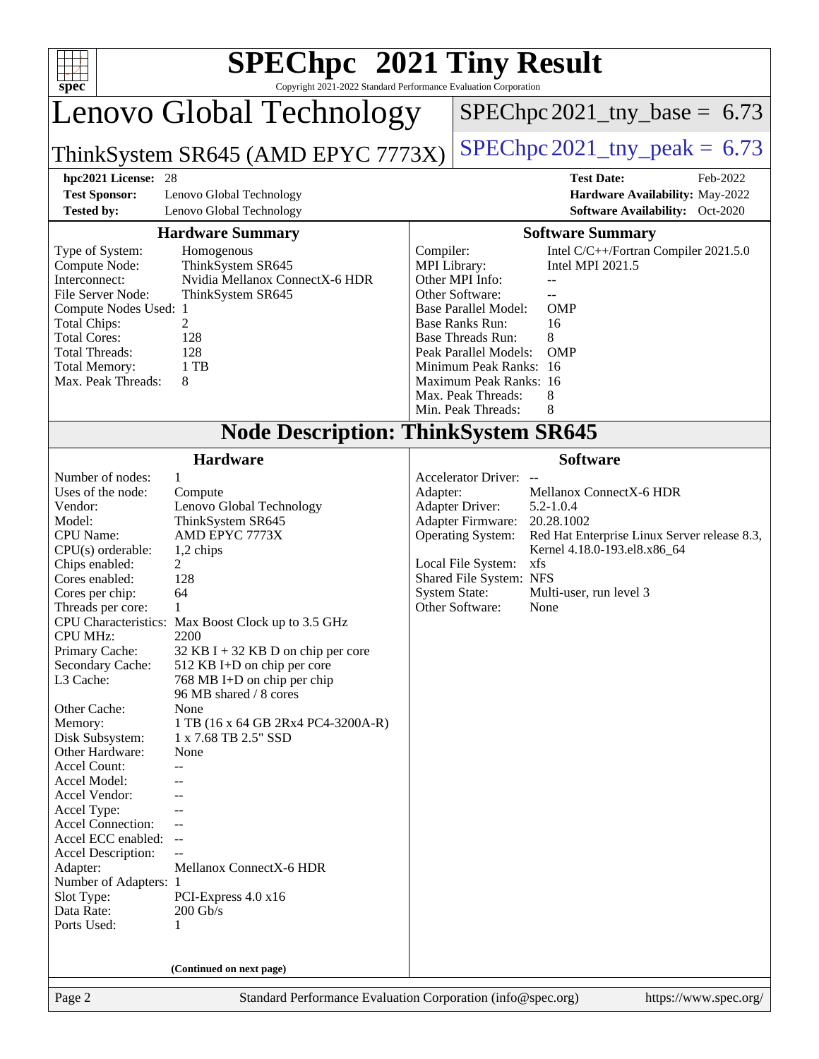# SPEChpc™ 2021 Tiny Result

Copyright 2021-2022 Standard Performance Evaluation Corporation

## Lenovo Global Technology

## ThinkSystem SR645 (AMD EPYC 7773X)

SPEChpc2021_tny_base = 6.73

SPEChpc2021_tny_peak = 6.73

| | | | |
|---|---|---|---|
| **hpc2021 License:** | 28 | **Test Date:** | Feb-2022 |
| **Test Sponsor:** | Lenovo Global Technology | **Hardware Availability:** | May-2022 |
| **Tested by:** | Lenovo Global Technology | **Software Availability:** | Oct-2020 |

### Hardware Summary

| | |
|---|---|
| Type of System: | Homogenous |
| Compute Node: | ThinkSystem SR645 |
| Interconnect: | Nvidia Mellanox ConnectX-6 HDR |
| File Server Node: | ThinkSystem SR645 |
| Compute Nodes Used: | 1 |
| Total Chips: | 2 |
| Total Cores: | 128 |
| Total Threads: | 128 |
| Total Memory: | 1 TB |
| Max. Peak Threads: | 8 |

### Software Summary

| | |
|---|---|
| Compiler: | Intel C/C++/Fortran Compiler 2021.5.0 |
| MPI Library: | Intel MPI 2021.5 |
| Other MPI Info: | -- |
| Other Software: | -- |
| Base Parallel Model: | OMP |
| Base Ranks Run: | 16 |
| Base Threads Run: | 8 |
| Peak Parallel Models: | OMP |
| Minimum Peak Ranks: | 16 |
| Maximum Peak Ranks: | 16 |
| Max. Peak Threads: | 8 |
| Min. Peak Threads: | 8 |

## Node Description: ThinkSystem SR645

### Hardware

| | |
|---|---|
| Number of nodes: | 1 |
| Uses of the node: | Compute |
| Vendor: | Lenovo Global Technology |
| Model: | ThinkSystem SR645 |
| CPU Name: | AMD EPYC 7773X |
| CPU(s) orderable: | 1,2 chips |
| Chips enabled: | 2 |
| Cores enabled: | 128 |
| Cores per chip: | 64 |
| Threads per core: | 1 |
| CPU Characteristics: | Max Boost Clock up to 3.5 GHz |
| CPU MHz: | 2200 |
| Primary Cache: | 32 KB I + 32 KB D on chip per core |
| Secondary Cache: | 512 KB I+D on chip per core |
| L3 Cache: | 768 MB I+D on chip per chip<br>96 MB shared / 8 cores |
| Other Cache: | None |
| Memory: | 1 TB (16 x 64 GB 2Rx4 PC4-3200A-R) |
| Disk Subsystem: | 1 x 7.68 TB 2.5" SSD |
| Other Hardware: | None |
| Accel Count: | -- |
| Accel Model: | -- |
| Accel Vendor: | -- |
| Accel Type: | -- |
| Accel Connection: | -- |
| Accel ECC enabled: | -- |
| Accel Description: | -- |
| Adapter: | Mellanox ConnectX-6 HDR |
| Number of Adapters: | 1 |
| Slot Type: | PCI-Express 4.0 x16 |
| Data Rate: | 200 Gb/s |
| Ports Used: | 1 |

(Continued on next page)

### Software

| | |
|---|---|
| Accelerator Driver: | -- |
| Adapter: | Mellanox ConnectX-6 HDR |
| Adapter Driver: | 5.2-1.0.4 |
| Adapter Firmware: | 20.28.1002 |
| Operating System: | Red Hat Enterprise Linux Server release 8.3,<br>Kernel 4.18.0-193.el8.x86_64 |
| Local File System: | xfs |
| Shared File System: | NFS |
| System State: | Multi-user, run level 3 |
| Other Software: | None |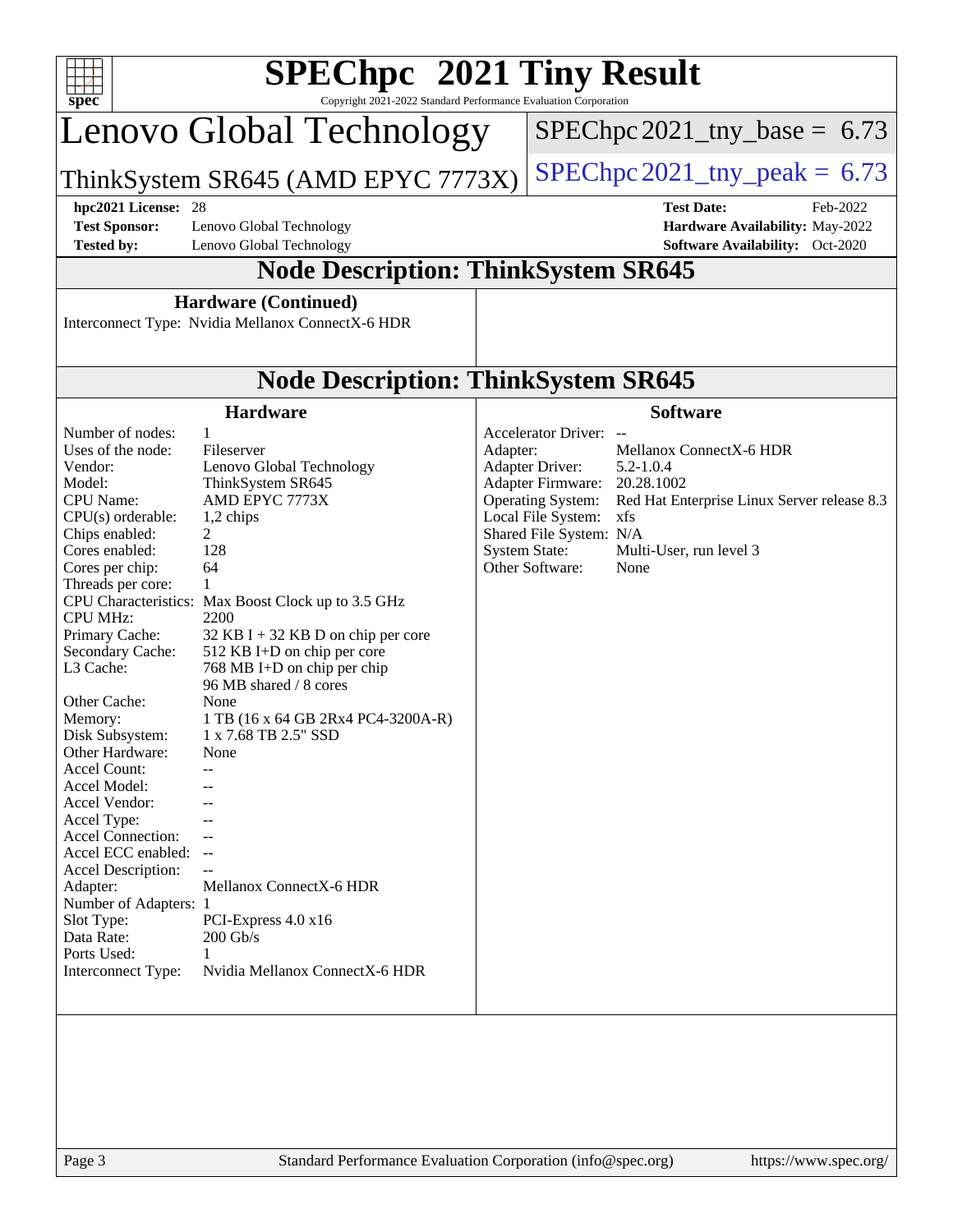# SPEChpc™ 2021 Tiny Result

Copyright 2021-2022 Standard Performance Evaluation Corporation

## Lenovo Global Technology

**ThinkSystem SR645 (AMD EPYC 7773X)**

SPEChpc2021_tny_base = 6.73

SPEChpc2021_tny_peak = 6.73

| | | | |
|---|---|---|---|
| **hpc2021 License:** | 28 | **Test Date:** | Feb-2022 |
| **Test Sponsor:** | Lenovo Global Technology | **Hardware Availability:** | May-2022 |
| **Tested by:** | Lenovo Global Technology | **Software Availability:** | Oct-2020 |

## Node Description: ThinkSystem SR645

### Hardware (Continued)

Interconnect Type: Nvidia Mellanox ConnectX-6 HDR

## Node Description: ThinkSystem SR645

### Hardware

| | |
|---|---|
| Number of nodes: | 1 |
| Uses of the node: | Fileserver |
| Vendor: | Lenovo Global Technology |
| Model: | ThinkSystem SR645 |
| CPU Name: | AMD EPYC 7773X |
| CPU(s) orderable: | 1,2 chips |
| Chips enabled: | 2 |
| Cores enabled: | 128 |
| Cores per chip: | 64 |
| Threads per core: | 1 |
| CPU Characteristics: | Max Boost Clock up to 3.5 GHz |
| CPU MHz: | 2200 |
| Primary Cache: | 32 KB I + 32 KB D on chip per core |
| Secondary Cache: | 512 KB I+D on chip per core |
| L3 Cache: | 768 MB I+D on chip per chip<br>96 MB shared / 8 cores |
| Other Cache: | None |
| Memory: | 1 TB (16 x 64 GB 2Rx4 PC4-3200A-R) |
| Disk Subsystem: | 1 x 7.68 TB 2.5" SSD |
| Other Hardware: | None |
| Accel Count: | -- |
| Accel Model: | -- |
| Accel Vendor: | -- |
| Accel Type: | -- |
| Accel Connection: | -- |
| Accel ECC enabled: | -- |
| Accel Description: | -- |
| Adapter: | Mellanox ConnectX-6 HDR |
| Number of Adapters: | 1 |
| Slot Type: | PCI-Express 4.0 x16 |
| Data Rate: | 200 Gb/s |
| Ports Used: | 1 |
| Interconnect Type: | Nvidia Mellanox ConnectX-6 HDR |

### Software

| | |
|---|---|
| Accelerator Driver: | -- |
| Adapter: | Mellanox ConnectX-6 HDR |
| Adapter Driver: | 5.2-1.0.4 |
| Adapter Firmware: | 20.28.1002 |
| Operating System: | Red Hat Enterprise Linux Server release 8.3 |
| Local File System: | xfs |
| Shared File System: | N/A |
| System State: | Multi-User, run level 3 |
| Other Software: | None |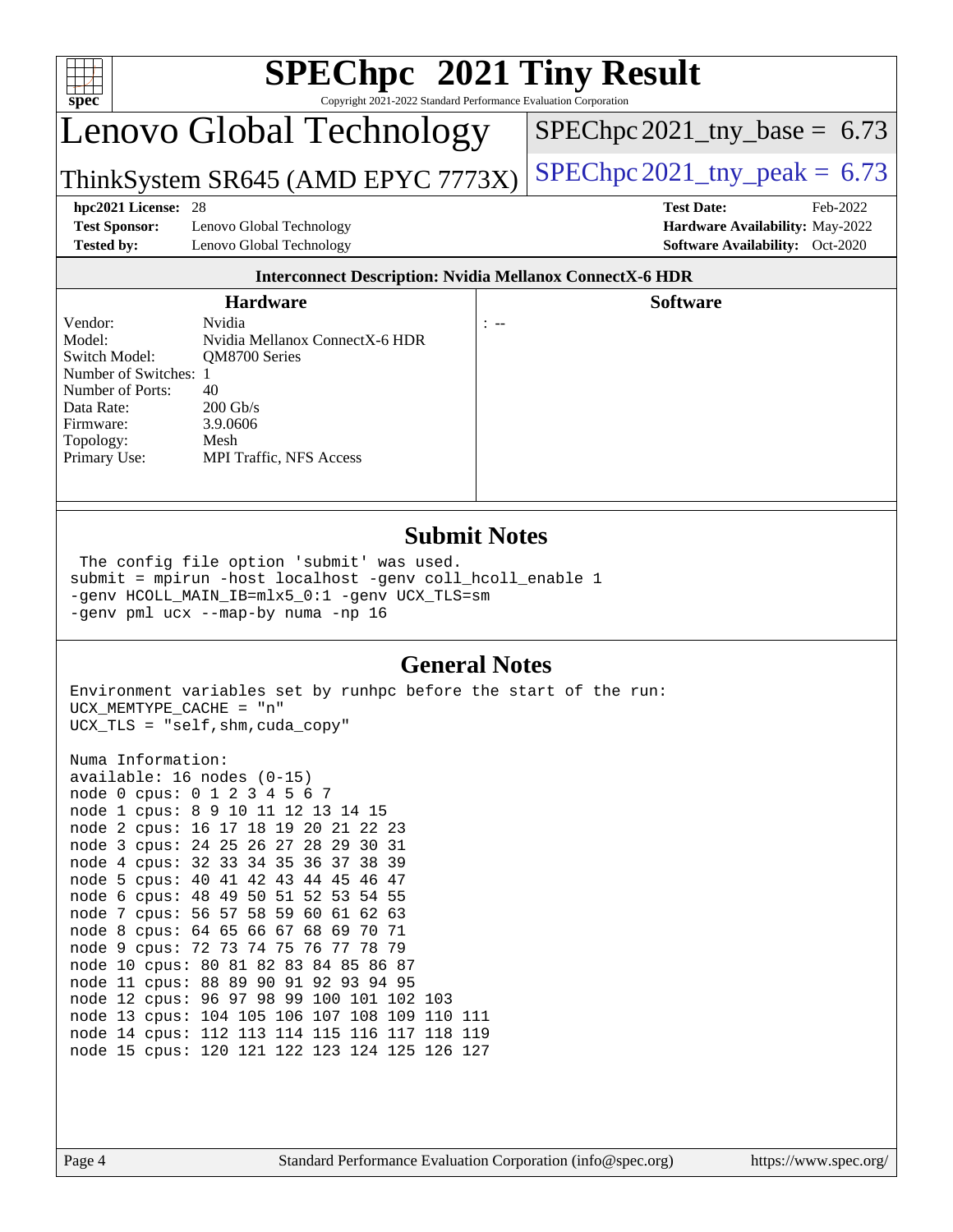# SPEChpc™ 2021 Tiny Result

Copyright 2021-2022 Standard Performance Evaluation Corporation

## Lenovo Global Technology

## ThinkSystem SR645 (AMD EPYC 7773X)

SPEChpc2021_tny_base = 6.73

SPEChpc2021_tny_peak = 6.73

**hpc2021 License:** 28
**Test Sponsor:** Lenovo Global Technology
**Tested by:** Lenovo Global Technology

**Test Date:** Feb-2022
**Hardware Availability:** May-2022
**Software Availability:** Oct-2020

### Interconnect Description: Nvidia Mellanox ConnectX-6 HDR

#### Hardware

| | |
|---|---|
| Vendor: | Nvidia |
| Model: | Nvidia Mellanox ConnectX-6 HDR |
| Switch Model: | QM8700 Series |
| Number of Switches: | 1 |
| Number of Ports: | 40 |
| Data Rate: | 200 Gb/s |
| Firmware: | 3.9.0606 |
| Topology: | Mesh |
| Primary Use: | MPI Traffic, NFS Access |

#### Software

: --

## Submit Notes

```
 The config file option 'submit' was used.
submit = mpirun -host localhost -genv coll_hcoll_enable 1
-genv HCOLL_MAIN_IB=mlx5_0:1 -genv UCX_TLS=sm
-genv pml ucx --map-by numa -np 16
```

## General Notes

```
Environment variables set by runhpc before the start of the run:
UCX_MEMTYPE_CACHE = "n"
UCX_TLS = "self,shm,cuda_copy"

Numa Information:
available: 16 nodes (0-15)
node 0 cpus: 0 1 2 3 4 5 6 7
node 1 cpus: 8 9 10 11 12 13 14 15
node 2 cpus: 16 17 18 19 20 21 22 23
node 3 cpus: 24 25 26 27 28 29 30 31
node 4 cpus: 32 33 34 35 36 37 38 39
node 5 cpus: 40 41 42 43 44 45 46 47
node 6 cpus: 48 49 50 51 52 53 54 55
node 7 cpus: 56 57 58 59 60 61 62 63
node 8 cpus: 64 65 66 67 68 69 70 71
node 9 cpus: 72 73 74 75 76 77 78 79
node 10 cpus: 80 81 82 83 84 85 86 87
node 11 cpus: 88 89 90 91 92 93 94 95
node 12 cpus: 96 97 98 99 100 101 102 103
node 13 cpus: 104 105 106 107 108 109 110 111
node 14 cpus: 112 113 114 115 116 117 118 119
node 15 cpus: 120 121 122 123 124 125 126 127
```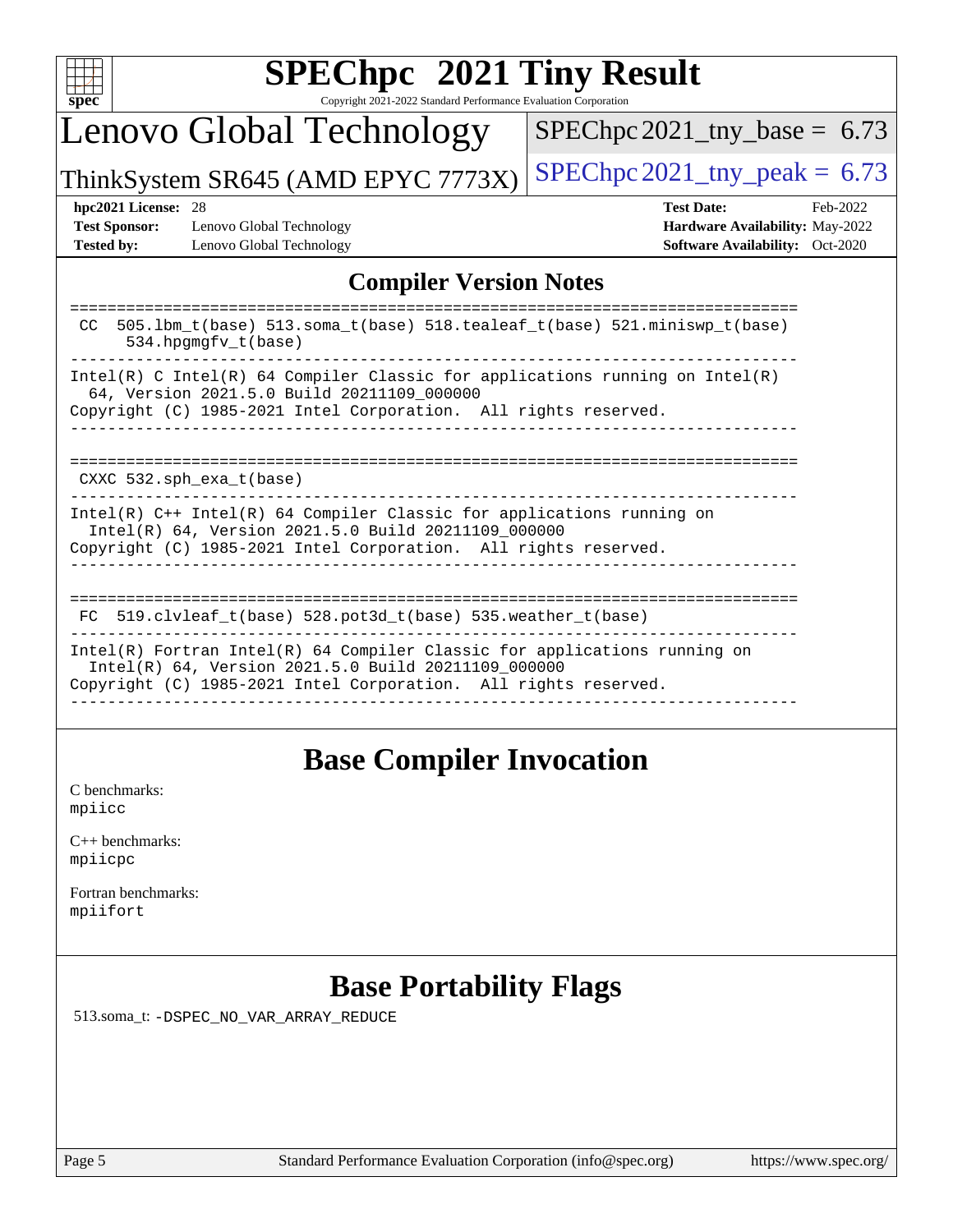## Compiler Version Notes

```
==============================================================================
 CC  505.lbm_t(base) 513.soma_t(base) 518.tealeaf_t(base) 521.miniswp_t(base)
      534.hpgmgfv_t(base)
------------------------------------------------------------------------------
Intel(R) C Intel(R) 64 Compiler Classic for applications running on Intel(R)
  64, Version 2021.5.0 Build 20211109_000000
Copyright (C) 1985-2021 Intel Corporation.  All rights reserved.
------------------------------------------------------------------------------

==============================================================================
 CXXC 532.sph_exa_t(base)
------------------------------------------------------------------------------
Intel(R) C++ Intel(R) 64 Compiler Classic for applications running on
  Intel(R) 64, Version 2021.5.0 Build 20211109_000000
Copyright (C) 1985-2021 Intel Corporation.  All rights reserved.
------------------------------------------------------------------------------

==============================================================================
 FC  519.clvleaf_t(base) 528.pot3d_t(base) 535.weather_t(base)
------------------------------------------------------------------------------
Intel(R) Fortran Intel(R) 64 Compiler Classic for applications running on
  Intel(R) 64, Version 2021.5.0 Build 20211109_000000
Copyright (C) 1985-2021 Intel Corporation.  All rights reserved.
------------------------------------------------------------------------------
```

## Base Compiler Invocation

C benchmarks:
mpiicc

C++ benchmarks:
mpiicpc

Fortran benchmarks:
mpiifort

## Base Portability Flags

513.soma_t: -DSPEC_NO_VAR_ARRAY_REDUCE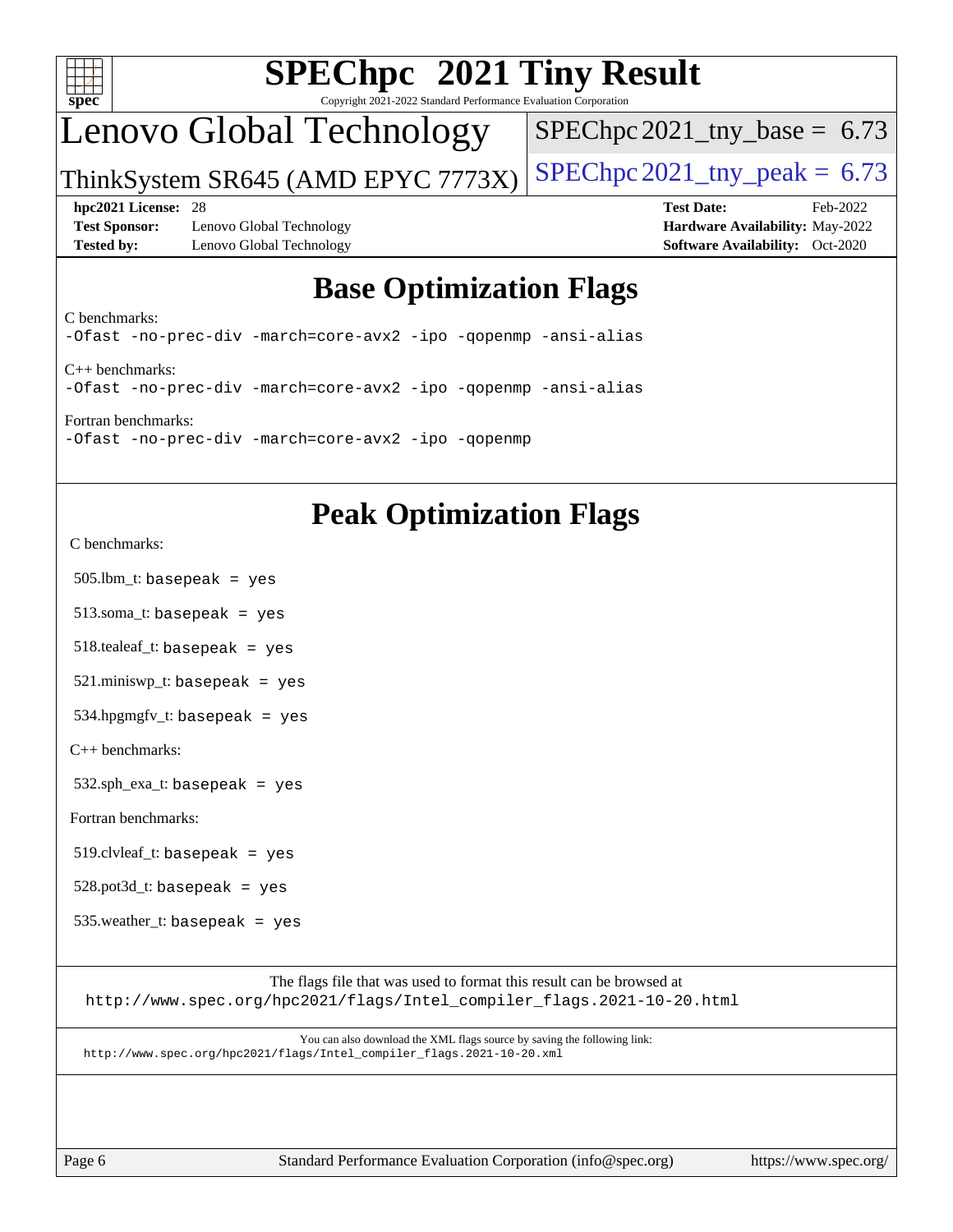# SPEChpc 2021 Tiny Result

Copyright 2021-2022 Standard Performance Evaluation Corporation

## Lenovo Global Technology

ThinkSystem SR645 (AMD EPYC 7773X)

SPEChpc2021_tny_base = 6.73

SPEChpc2021_tny_peak = 6.73

**hpc2021 License:** 28
**Test Sponsor:** Lenovo Global Technology
**Tested by:** Lenovo Global Technology

**Test Date:** Feb-2022
**Hardware Availability:** May-2022
**Software Availability:** Oct-2020

## Base Optimization Flags

C benchmarks:
```
-Ofast -no-prec-div -march=core-avx2 -ipo -qopenmp -ansi-alias
```

C++ benchmarks:
```
-Ofast -no-prec-div -march=core-avx2 -ipo -qopenmp -ansi-alias
```

Fortran benchmarks:
```
-Ofast -no-prec-div -march=core-avx2 -ipo -qopenmp
```

## Peak Optimization Flags

C benchmarks:

505.lbm_t: `basepeak = yes`

513.soma_t: `basepeak = yes`

518.tealeaf_t: `basepeak = yes`

521.miniswp_t: `basepeak = yes`

534.hpgmgfv_t: `basepeak = yes`

C++ benchmarks:

532.sph_exa_t: `basepeak = yes`

Fortran benchmarks:

519.clvleaf_t: `basepeak = yes`

528.pot3d_t: `basepeak = yes`

535.weather_t: `basepeak = yes`

The flags file that was used to format this result can be browsed at
http://www.spec.org/hpc2021/flags/Intel_compiler_flags.2021-10-20.html

You can also download the XML flags source by saving the following link:
http://www.spec.org/hpc2021/flags/Intel_compiler_flags.2021-10-20.xml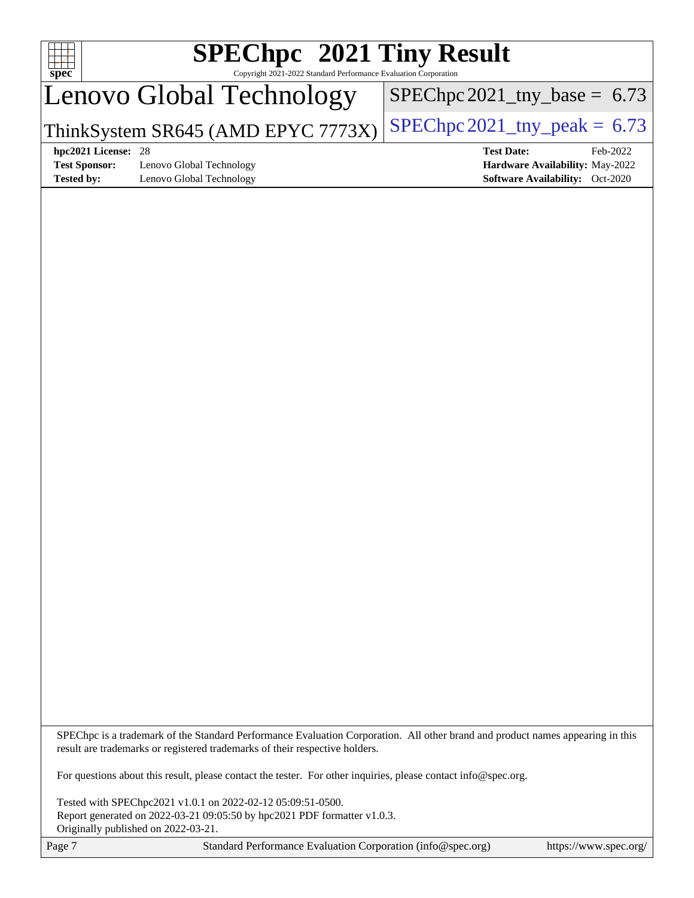SPECconstruction is a trademark of the Standard Performance Evaluation Corporation. All other brand and product names appearing in this result are trademarks or registered trademarks of their respective holders.

SPEChpc is a trademark of the Standard Performance Evaluation Corporation. All other brand and product names appearing in this result are trademarks or registered trademarks of their respective holders.

For questions about this result, please contact the tester. For other inquiries, please contact info@spec.org.

Tested with SPEChpc2021 v1.0.1 on 2022-02-12 05:09:51-0500.
Report generated on 2022-03-21 09:05:50 by hpc2021 PDF formatter v1.0.3.
Originally published on 2022-03-21.